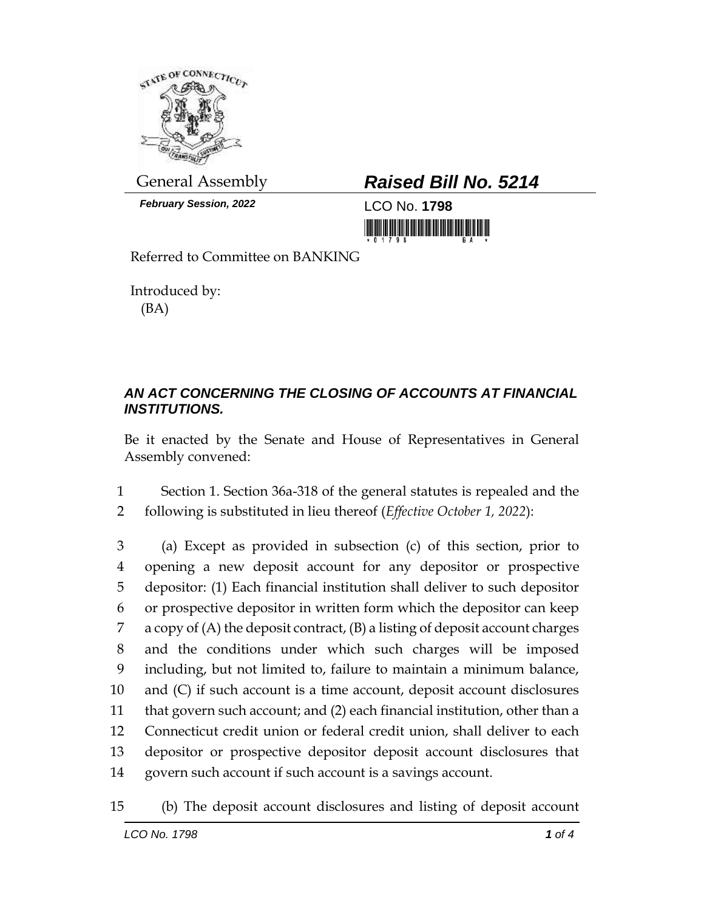General Assembly

# Raised Bill No. 5214

*February Session, 2022*

LCO No. **1798**

Referred to Committee on BANKING

Introduced by:
(BA)

***AN ACT CONCERNING THE CLOSING OF ACCOUNTS AT FINANCIAL INSTITUTIONS.***

Be it enacted by the Senate and House of Representatives in General Assembly convened:

1 Section 1. Section 36a-318 of the general statutes is repealed and the
2 following is substituted in lieu thereof (*Effective October 1, 2022*):

3 (a) Except as provided in subsection (c) of this section, prior to
4 opening a new deposit account for any depositor or prospective
5 depositor: (1) Each financial institution shall deliver to such depositor
6 or prospective depositor in written form which the depositor can keep
7 a copy of (A) the deposit contract, (B) a listing of deposit account charges
8 and the conditions under which such charges will be imposed
9 including, but not limited to, failure to maintain a minimum balance,
10 and (C) if such account is a time account, deposit account disclosures
11 that govern such account; and (2) each financial institution, other than a
12 Connecticut credit union or federal credit union, shall deliver to each
13 depositor or prospective depositor deposit account disclosures that
14 govern such account if such account is a savings account.

15 (b) The deposit account disclosures and listing of deposit account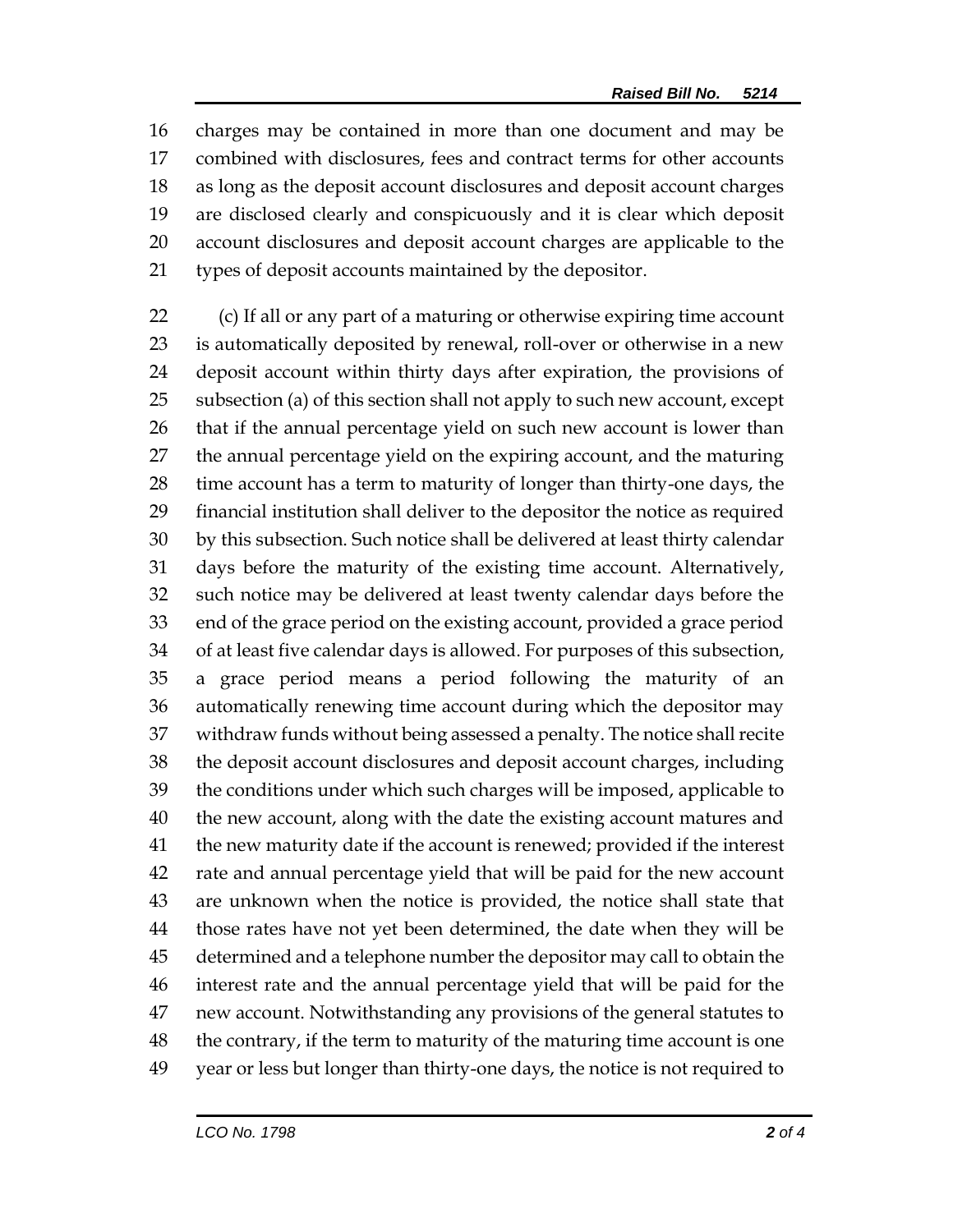charges may be contained in more than one document and may be combined with disclosures, fees and contract terms for other accounts as long as the deposit account disclosures and deposit account charges are disclosed clearly and conspicuously and it is clear which deposit account disclosures and deposit account charges are applicable to the types of deposit accounts maintained by the depositor.

(c) If all or any part of a maturing or otherwise expiring time account is automatically deposited by renewal, roll-over or otherwise in a new deposit account within thirty days after expiration, the provisions of subsection (a) of this section shall not apply to such new account, except that if the annual percentage yield on such new account is lower than the annual percentage yield on the expiring account, and the maturing time account has a term to maturity of longer than thirty-one days, the financial institution shall deliver to the depositor the notice as required by this subsection. Such notice shall be delivered at least thirty calendar days before the maturity of the existing time account. Alternatively, such notice may be delivered at least twenty calendar days before the end of the grace period on the existing account, provided a grace period of at least five calendar days is allowed. For purposes of this subsection, a grace period means a period following the maturity of an automatically renewing time account during which the depositor may withdraw funds without being assessed a penalty. The notice shall recite the deposit account disclosures and deposit account charges, including the conditions under which such charges will be imposed, applicable to the new account, along with the date the existing account matures and the new maturity date if the account is renewed; provided if the interest rate and annual percentage yield that will be paid for the new account are unknown when the notice is provided, the notice shall state that those rates have not yet been determined, the date when they will be determined and a telephone number the depositor may call to obtain the interest rate and the annual percentage yield that will be paid for the new account. Notwithstanding any provisions of the general statutes to the contrary, if the term to maturity of the maturing time account is one year or less but longer than thirty-one days, the notice is not required to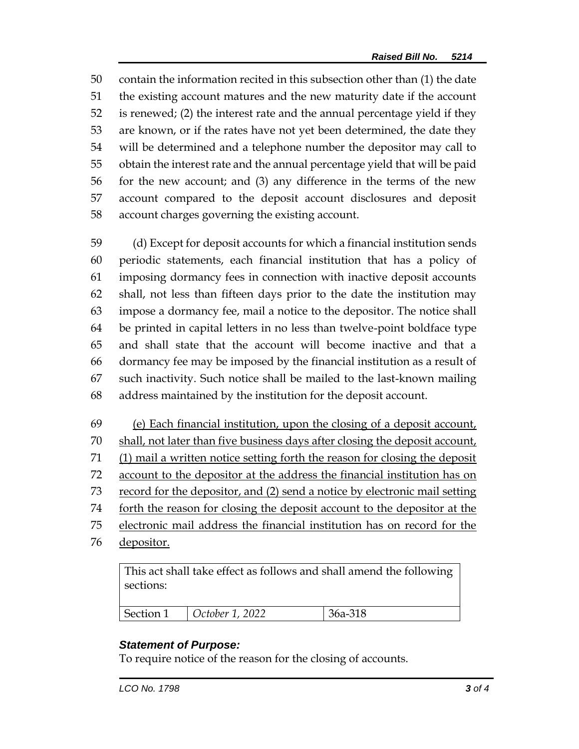contain the information recited in this subsection other than (1) the date the existing account matures and the new maturity date if the account is renewed; (2) the interest rate and the annual percentage yield if they are known, or if the rates have not yet been determined, the date they will be determined and a telephone number the depositor may call to obtain the interest rate and the annual percentage yield that will be paid for the new account; and (3) any difference in the terms of the new account compared to the deposit account disclosures and deposit account charges governing the existing account.

(d) Except for deposit accounts for which a financial institution sends periodic statements, each financial institution that has a policy of imposing dormancy fees in connection with inactive deposit accounts shall, not less than fifteen days prior to the date the institution may impose a dormancy fee, mail a notice to the depositor. The notice shall be printed in capital letters in no less than twelve-point boldface type and shall state that the account will become inactive and that a dormancy fee may be imposed by the financial institution as a result of such inactivity. Such notice shall be mailed to the last-known mailing address maintained by the institution for the deposit account.

<u>(e) Each financial institution, upon the closing of a deposit account, shall, not later than five business days after closing the deposit account, (1) mail a written notice setting forth the reason for closing the deposit account to the depositor at the address the financial institution has on record for the depositor, and (2) send a notice by electronic mail setting forth the reason for closing the deposit account to the depositor at the electronic mail address the financial institution has on record for the depositor.</u>

| This act shall take effect as follows and shall amend the following sections: | | |
|---|---|---|
| Section 1 | *October 1, 2022* | 36a-318 |

***Statement of Purpose:***

To require notice of the reason for the closing of accounts.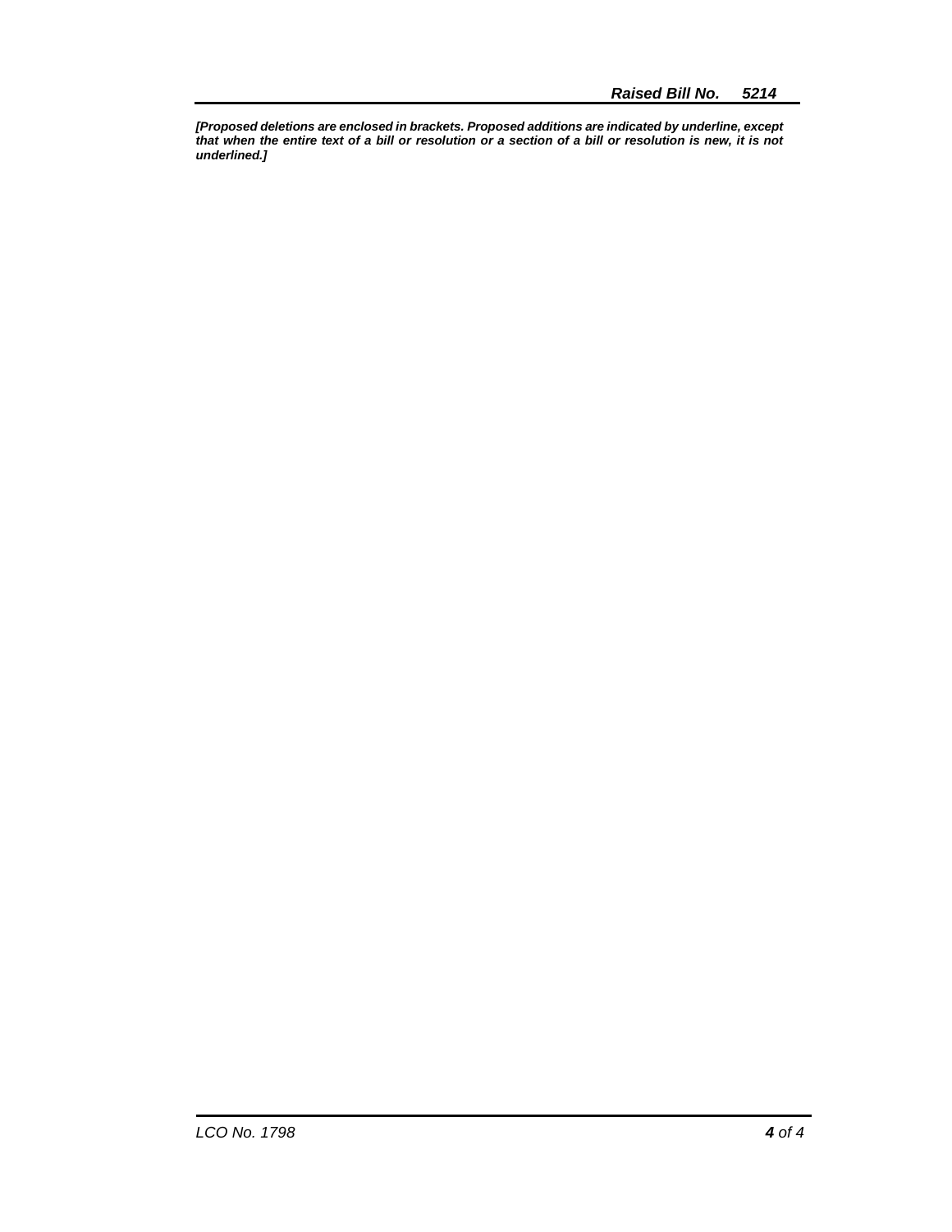*[Proposed deletions are enclosed in brackets. Proposed additions are indicated by underline, except that when the entire text of a bill or resolution or a section of a bill or resolution is new, it is not underlined.]*